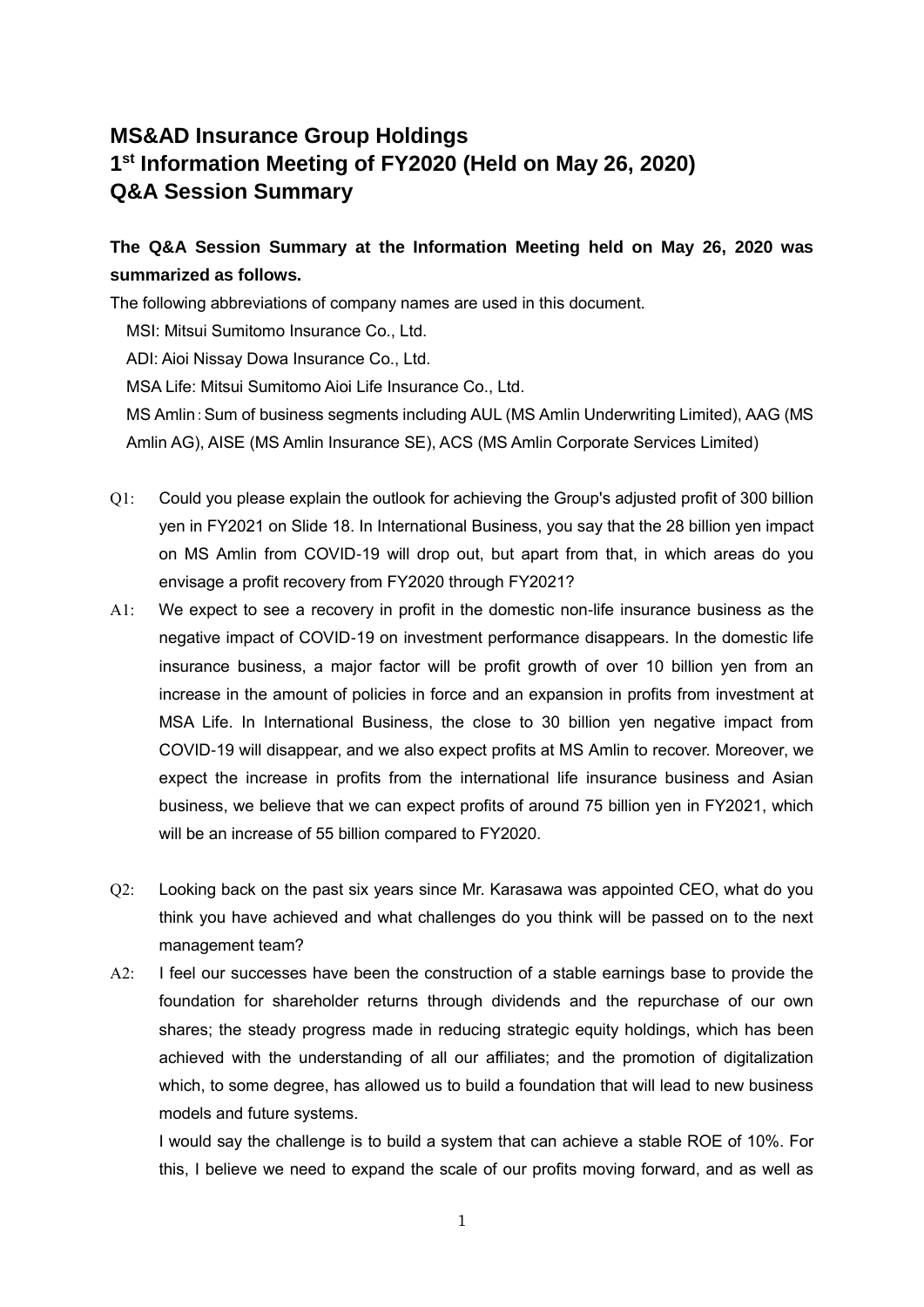# MS&AD Insurance Group Holdings
# 1st Information Meeting of FY2020 (Held on May 26, 2020)
# Q&A Session Summary

**The Q&A Session Summary at the Information Meeting held on May 26, 2020 was summarized as follows.**

The following abbreviations of company names are used in this document.

MSI: Mitsui Sumitomo Insurance Co., Ltd.

ADI: Aioi Nissay Dowa Insurance Co., Ltd.

MSA Life: Mitsui Sumitomo Aioi Life Insurance Co., Ltd.

MS Amlin：Sum of business segments including AUL (MS Amlin Underwriting Limited), AAG (MS Amlin AG), AISE (MS Amlin Insurance SE), ACS (MS Amlin Corporate Services Limited)

Q1: Could you please explain the outlook for achieving the Group's adjusted profit of 300 billion yen in FY2021 on Slide 18. In International Business, you say that the 28 billion yen impact on MS Amlin from COVID-19 will drop out, but apart from that, in which areas do you envisage a profit recovery from FY2020 through FY2021?

A1: We expect to see a recovery in profit in the domestic non-life insurance business as the negative impact of COVID-19 on investment performance disappears. In the domestic life insurance business, a major factor will be profit growth of over 10 billion yen from an increase in the amount of policies in force and an expansion in profits from investment at MSA Life. In International Business, the close to 30 billion yen negative impact from COVID-19 will disappear, and we also expect profits at MS Amlin to recover. Moreover, we expect the increase in profits from the international life insurance business and Asian business, we believe that we can expect profits of around 75 billion yen in FY2021, which will be an increase of 55 billion compared to FY2020.

Q2: Looking back on the past six years since Mr. Karasawa was appointed CEO, what do you think you have achieved and what challenges do you think will be passed on to the next management team?

A2: I feel our successes have been the construction of a stable earnings base to provide the foundation for shareholder returns through dividends and the repurchase of our own shares; the steady progress made in reducing strategic equity holdings, which has been achieved with the understanding of all our affiliates; and the promotion of digitalization which, to some degree, has allowed us to build a foundation that will lead to new business models and future systems.

I would say the challenge is to build a system that can achieve a stable ROE of 10%. For this, I believe we need to expand the scale of our profits moving forward, and as well as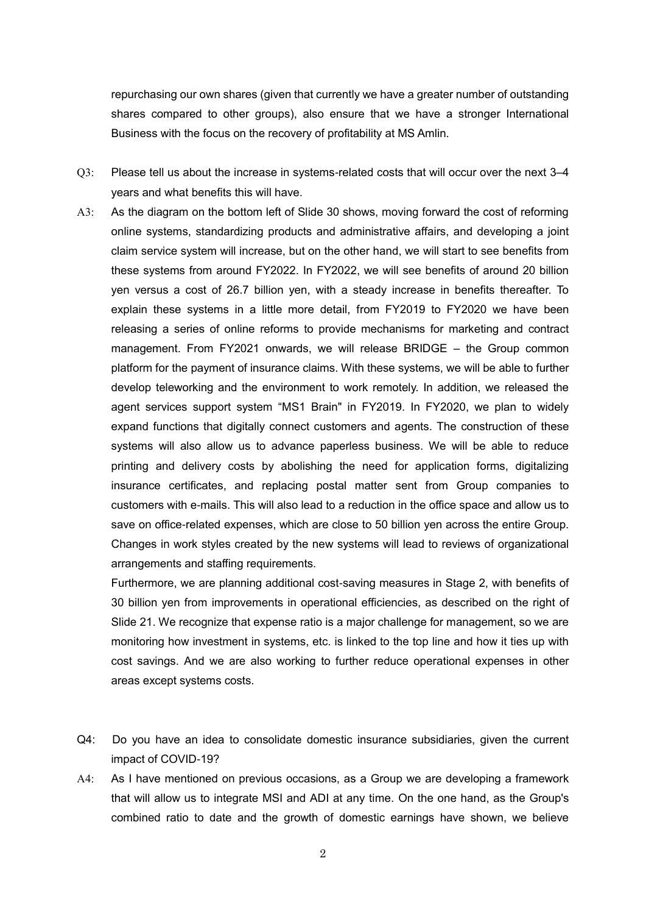repurchasing our own shares (given that currently we have a greater number of outstanding shares compared to other groups), also ensure that we have a stronger International Business with the focus on the recovery of profitability at MS Amlin.

Q3: Please tell us about the increase in systems-related costs that will occur over the next 3–4 years and what benefits this will have.

A3: As the diagram on the bottom left of Slide 30 shows, moving forward the cost of reforming online systems, standardizing products and administrative affairs, and developing a joint claim service system will increase, but on the other hand, we will start to see benefits from these systems from around FY2022. In FY2022, we will see benefits of around 20 billion yen versus a cost of 26.7 billion yen, with a steady increase in benefits thereafter. To explain these systems in a little more detail, from FY2019 to FY2020 we have been releasing a series of online reforms to provide mechanisms for marketing and contract management. From FY2021 onwards, we will release BRIDGE – the Group common platform for the payment of insurance claims. With these systems, we will be able to further develop teleworking and the environment to work remotely. In addition, we released the agent services support system "MS1 Brain" in FY2019. In FY2020, we plan to widely expand functions that digitally connect customers and agents. The construction of these systems will also allow us to advance paperless business. We will be able to reduce printing and delivery costs by abolishing the need for application forms, digitalizing insurance certificates, and replacing postal matter sent from Group companies to customers with e-mails. This will also lead to a reduction in the office space and allow us to save on office-related expenses, which are close to 50 billion yen across the entire Group. Changes in work styles created by the new systems will lead to reviews of organizational arrangements and staffing requirements.

Furthermore, we are planning additional cost-saving measures in Stage 2, with benefits of 30 billion yen from improvements in operational efficiencies, as described on the right of Slide 21. We recognize that expense ratio is a major challenge for management, so we are monitoring how investment in systems, etc. is linked to the top line and how it ties up with cost savings. And we are also working to further reduce operational expenses in other areas except systems costs.

Q4: Do you have an idea to consolidate domestic insurance subsidiaries, given the current impact of COVID-19?

A4: As I have mentioned on previous occasions, as a Group we are developing a framework that will allow us to integrate MSI and ADI at any time. On the one hand, as the Group's combined ratio to date and the growth of domestic earnings have shown, we believe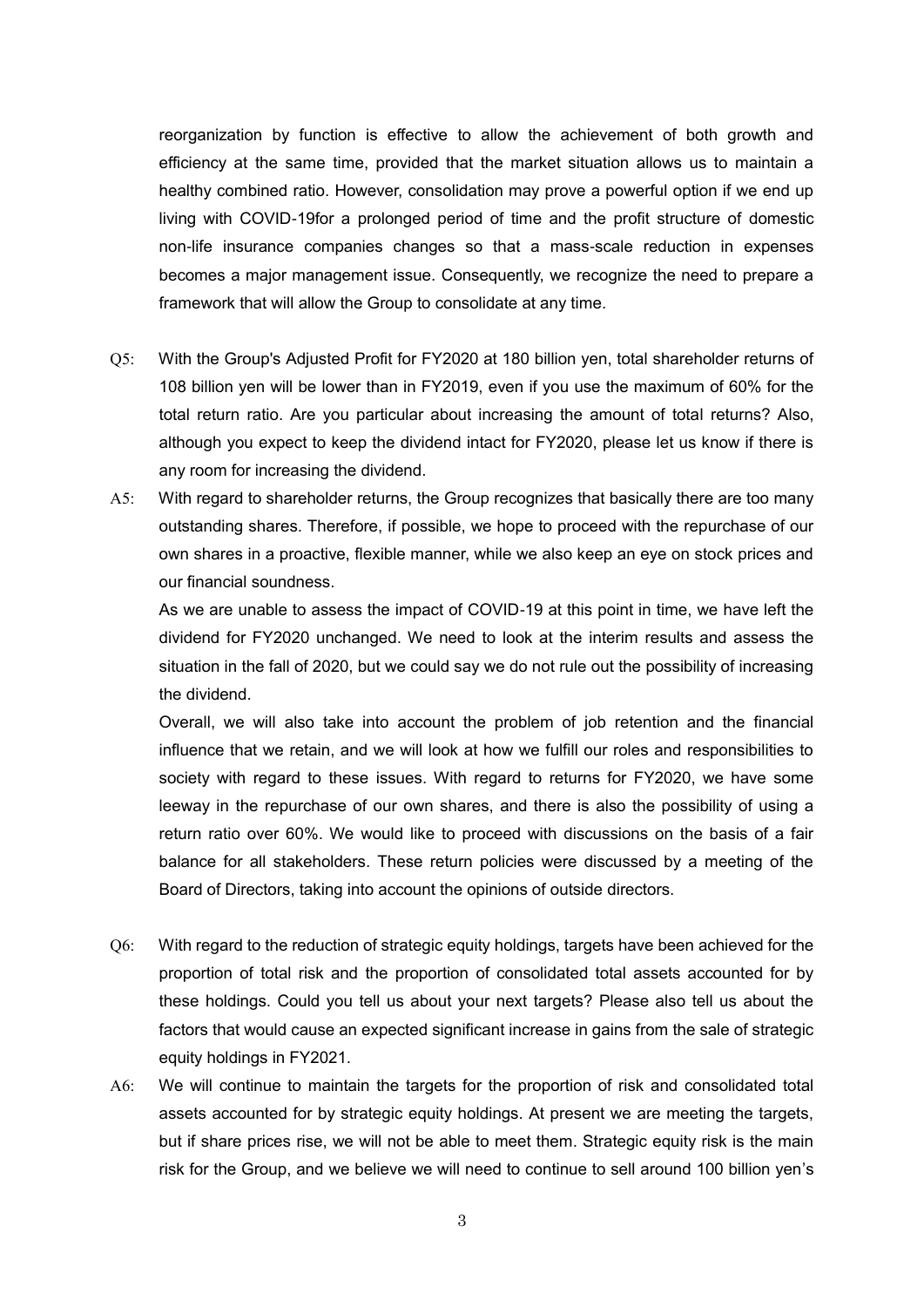reorganization by function is effective to allow the achievement of both growth and efficiency at the same time, provided that the market situation allows us to maintain a healthy combined ratio. However, consolidation may prove a powerful option if we end up living with COVID-19for a prolonged period of time and the profit structure of domestic non-life insurance companies changes so that a mass-scale reduction in expenses becomes a major management issue. Consequently, we recognize the need to prepare a framework that will allow the Group to consolidate at any time.

Q5: With the Group's Adjusted Profit for FY2020 at 180 billion yen, total shareholder returns of 108 billion yen will be lower than in FY2019, even if you use the maximum of 60% for the total return ratio. Are you particular about increasing the amount of total returns? Also, although you expect to keep the dividend intact for FY2020, please let us know if there is any room for increasing the dividend.

A5: With regard to shareholder returns, the Group recognizes that basically there are too many outstanding shares. Therefore, if possible, we hope to proceed with the repurchase of our own shares in a proactive, flexible manner, while we also keep an eye on stock prices and our financial soundness.

As we are unable to assess the impact of COVID-19 at this point in time, we have left the dividend for FY2020 unchanged. We need to look at the interim results and assess the situation in the fall of 2020, but we could say we do not rule out the possibility of increasing the dividend.

Overall, we will also take into account the problem of job retention and the financial influence that we retain, and we will look at how we fulfill our roles and responsibilities to society with regard to these issues. With regard to returns for FY2020, we have some leeway in the repurchase of our own shares, and there is also the possibility of using a return ratio over 60%. We would like to proceed with discussions on the basis of a fair balance for all stakeholders. These return policies were discussed by a meeting of the Board of Directors, taking into account the opinions of outside directors.

Q6: With regard to the reduction of strategic equity holdings, targets have been achieved for the proportion of total risk and the proportion of consolidated total assets accounted for by these holdings. Could you tell us about your next targets? Please also tell us about the factors that would cause an expected significant increase in gains from the sale of strategic equity holdings in FY2021.

A6: We will continue to maintain the targets for the proportion of risk and consolidated total assets accounted for by strategic equity holdings. At present we are meeting the targets, but if share prices rise, we will not be able to meet them. Strategic equity risk is the main risk for the Group, and we believe we will need to continue to sell around 100 billion yen's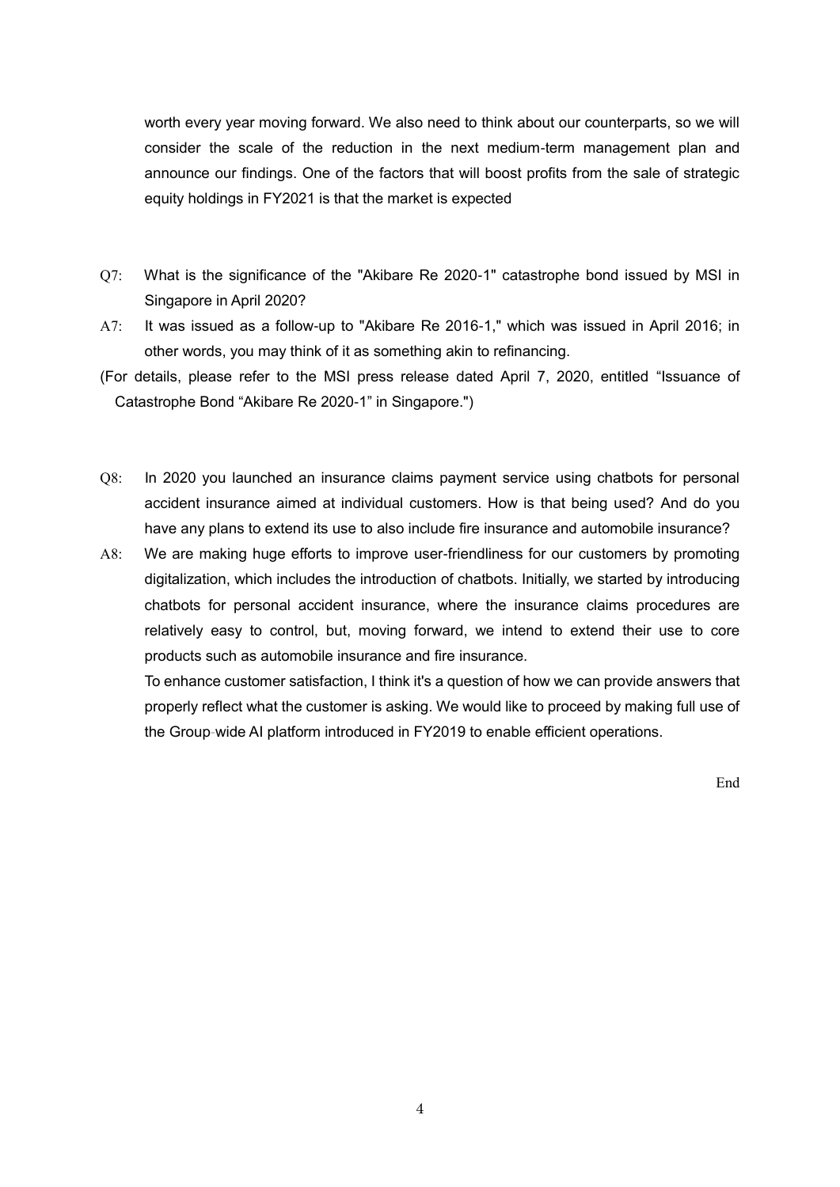worth every year moving forward. We also need to think about our counterparts, so we will consider the scale of the reduction in the next medium-term management plan and announce our findings. One of the factors that will boost profits from the sale of strategic equity holdings in FY2021 is that the market is expected

Q7: What is the significance of the "Akibare Re 2020-1" catastrophe bond issued by MSI in Singapore in April 2020?

A7: It was issued as a follow-up to "Akibare Re 2016-1," which was issued in April 2016; in other words, you may think of it as something akin to refinancing.

(For details, please refer to the MSI press release dated April 7, 2020, entitled "Issuance of Catastrophe Bond "Akibare Re 2020-1" in Singapore.")

Q8: In 2020 you launched an insurance claims payment service using chatbots for personal accident insurance aimed at individual customers. How is that being used? And do you have any plans to extend its use to also include fire insurance and automobile insurance?

A8: We are making huge efforts to improve user-friendliness for our customers by promoting digitalization, which includes the introduction of chatbots. Initially, we started by introducing chatbots for personal accident insurance, where the insurance claims procedures are relatively easy to control, but, moving forward, we intend to extend their use to core products such as automobile insurance and fire insurance.

To enhance customer satisfaction, I think it's a question of how we can provide answers that properly reflect what the customer is asking. We would like to proceed by making full use of the Group-wide AI platform introduced in FY2019 to enable efficient operations.

End